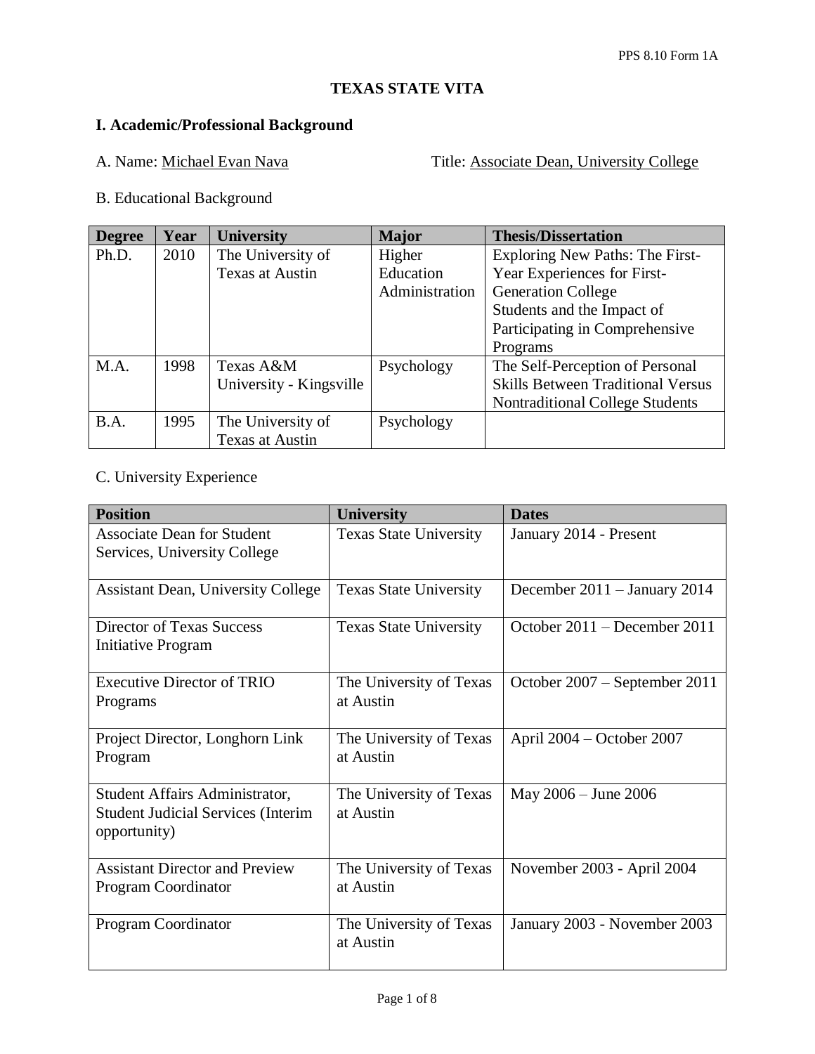# TEXAS STATE VITA

## I. Academic/Professional Background

A. Name: Michael Evan Nava    Title: Associate Dean, University College

B. Educational Background

| Degree | Year | University | Major | Thesis/Dissertation |
|---|---|---|---|---|
| Ph.D. | 2010 | The University of Texas at Austin | Higher Education Administration | Exploring New Paths: The First-Year Experiences for First-Generation College Students and the Impact of Participating in Comprehensive Programs |
| M.A. | 1998 | Texas A&M University - Kingsville | Psychology | The Self-Perception of Personal Skills Between Traditional Versus Nontraditional College Students |
| B.A. | 1995 | The University of Texas at Austin | Psychology | |

C. University Experience

| Position | University | Dates |
|---|---|---|
| Associate Dean for Student Services, University College | Texas State University | January 2014 - Present |
| Assistant Dean, University College | Texas State University | December 2011 – January 2014 |
| Director of Texas Success Initiative Program | Texas State University | October 2011 – December 2011 |
| Executive Director of TRIO Programs | The University of Texas at Austin | October 2007 – September 2011 |
| Project Director, Longhorn Link Program | The University of Texas at Austin | April 2004 – October 2007 |
| Student Affairs Administrator, Student Judicial Services (Interim opportunity) | The University of Texas at Austin | May 2006 – June 2006 |
| Assistant Director and Preview Program Coordinator | The University of Texas at Austin | November 2003 - April 2004 |
| Program Coordinator | The University of Texas at Austin | January 2003 - November 2003 |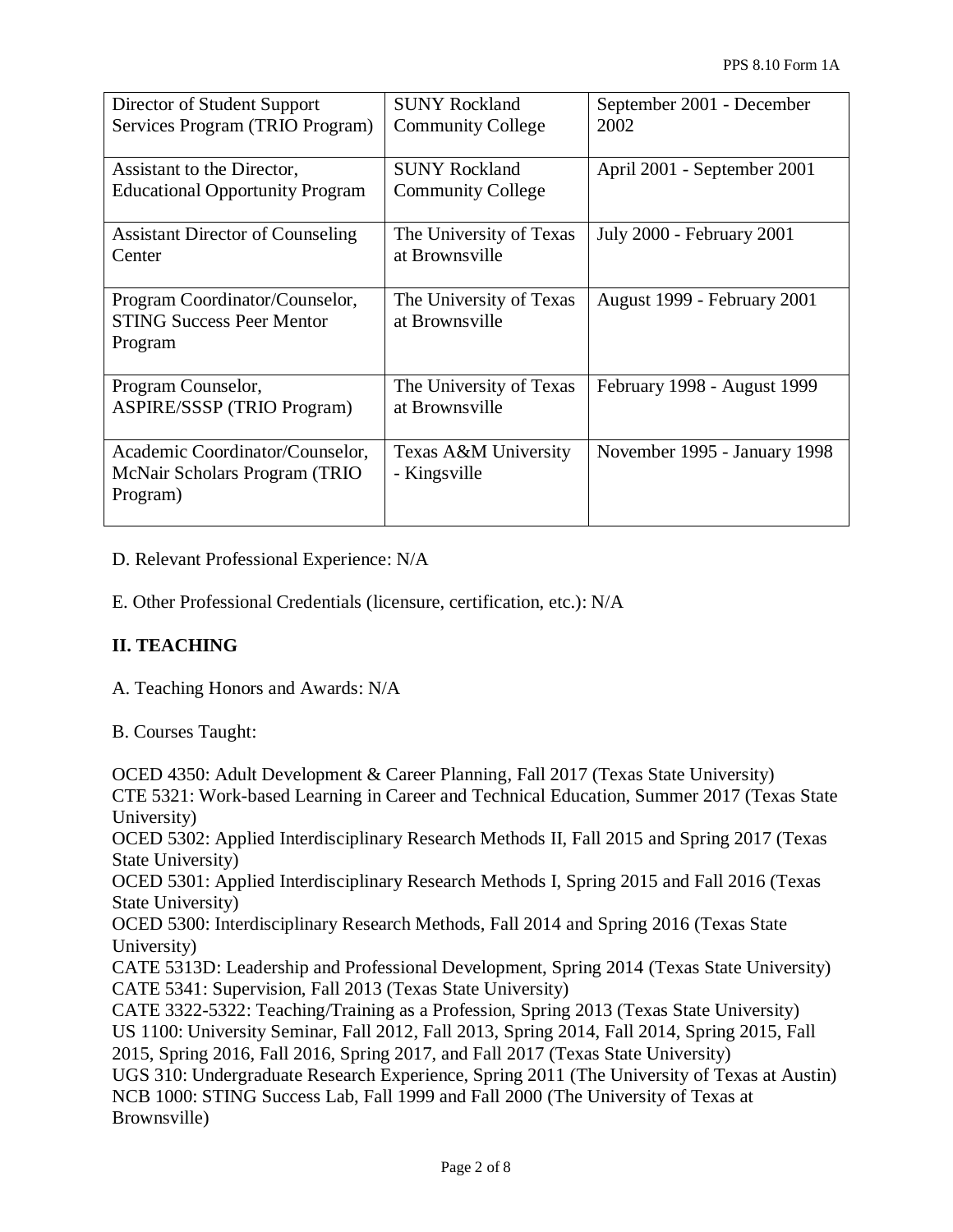| Director of Student Support Services Program (TRIO Program) | SUNY Rockland Community College | September 2001 - December 2002 |
|---|---|---|
| Assistant to the Director, Educational Opportunity Program | SUNY Rockland Community College | April 2001 - September 2001 |
| Assistant Director of Counseling Center | The University of Texas at Brownsville | July 2000 - February 2001 |
| Program Coordinator/Counselor, STING Success Peer Mentor Program | The University of Texas at Brownsville | August 1999 - February 2001 |
| Program Counselor, ASPIRE/SSSP (TRIO Program) | The University of Texas at Brownsville | February 1998 - August 1999 |
| Academic Coordinator/Counselor, McNair Scholars Program (TRIO Program) | Texas A&M University - Kingsville | November 1995 - January 1998 |

D. Relevant Professional Experience: N/A

E. Other Professional Credentials (licensure, certification, etc.): N/A

## II. TEACHING

A. Teaching Honors and Awards: N/A

B. Courses Taught:

OCED 4350: Adult Development & Career Planning, Fall 2017 (Texas State University)
CTE 5321: Work-based Learning in Career and Technical Education, Summer 2017 (Texas State University)
OCED 5302: Applied Interdisciplinary Research Methods II, Fall 2015 and Spring 2017 (Texas State University)
OCED 5301: Applied Interdisciplinary Research Methods I, Spring 2015 and Fall 2016 (Texas State University)
OCED 5300: Interdisciplinary Research Methods, Fall 2014 and Spring 2016 (Texas State University)
CATE 5313D: Leadership and Professional Development, Spring 2014 (Texas State University)
CATE 5341: Supervision, Fall 2013 (Texas State University)
CATE 3322-5322: Teaching/Training as a Profession, Spring 2013 (Texas State University)
US 1100: University Seminar, Fall 2012, Fall 2013, Spring 2014, Fall 2014, Spring 2015, Fall 2015, Spring 2016, Fall 2016, Spring 2017, and Fall 2017 (Texas State University)
UGS 310: Undergraduate Research Experience, Spring 2011 (The University of Texas at Austin)
NCB 1000: STING Success Lab, Fall 1999 and Fall 2000 (The University of Texas at Brownsville)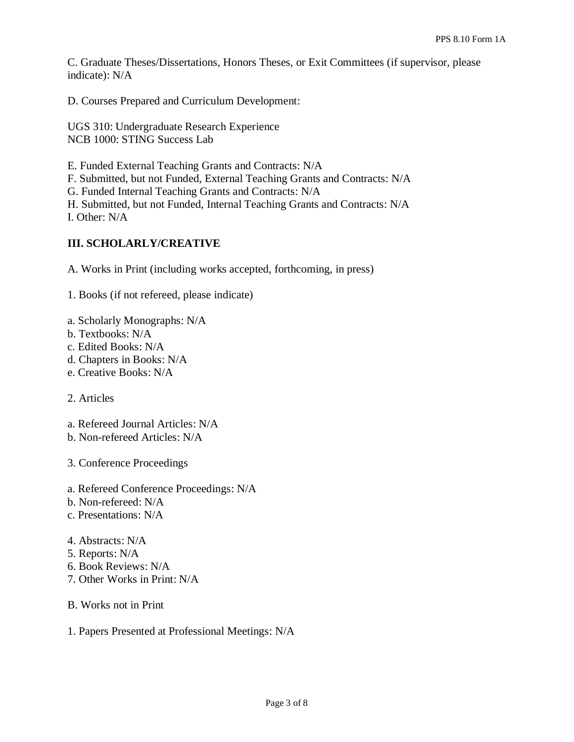C. Graduate Theses/Dissertations, Honors Theses, or Exit Committees (if supervisor, please indicate): N/A

D. Courses Prepared and Curriculum Development:

UGS 310: Undergraduate Research Experience
NCB 1000: STING Success Lab

E. Funded External Teaching Grants and Contracts: N/A
F. Submitted, but not Funded, External Teaching Grants and Contracts: N/A
G. Funded Internal Teaching Grants and Contracts: N/A
H. Submitted, but not Funded, Internal Teaching Grants and Contracts: N/A
I. Other: N/A

## III. SCHOLARLY/CREATIVE

A. Works in Print (including works accepted, forthcoming, in press)

1. Books (if not refereed, please indicate)

a. Scholarly Monographs: N/A
b. Textbooks: N/A
c. Edited Books: N/A
d. Chapters in Books: N/A
e. Creative Books: N/A

2. Articles

a. Refereed Journal Articles: N/A
b. Non-refereed Articles: N/A

3. Conference Proceedings

a. Refereed Conference Proceedings: N/A
b. Non-refereed: N/A
c. Presentations: N/A

4. Abstracts: N/A
5. Reports: N/A
6. Book Reviews: N/A
7. Other Works in Print: N/A

B. Works not in Print

1. Papers Presented at Professional Meetings: N/A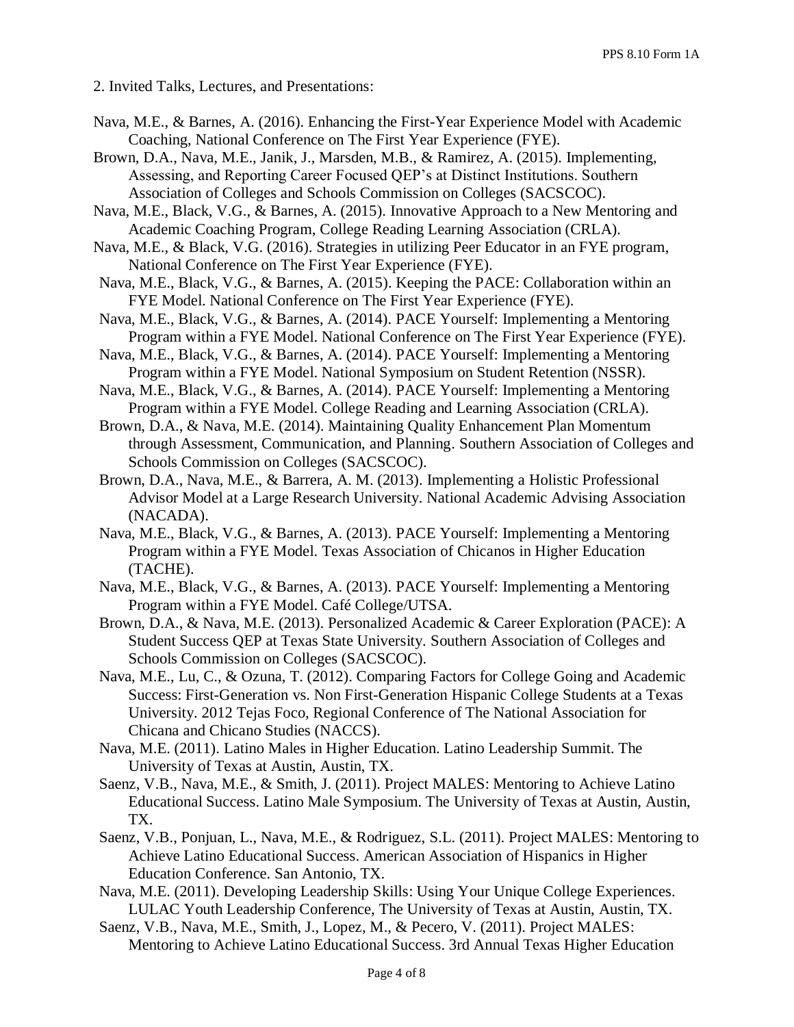2. Invited Talks, Lectures, and Presentations:

Nava, M.E., & Barnes, A. (2016). Enhancing the First-Year Experience Model with Academic Coaching, National Conference on The First Year Experience (FYE).

Brown, D.A., Nava, M.E., Janik, J., Marsden, M.B., & Ramirez, A. (2015). Implementing, Assessing, and Reporting Career Focused QEP's at Distinct Institutions. Southern Association of Colleges and Schools Commission on Colleges (SACSCOC).

Nava, M.E., Black, V.G., & Barnes, A. (2015). Innovative Approach to a New Mentoring and Academic Coaching Program, College Reading Learning Association (CRLA).

Nava, M.E., & Black, V.G. (2016). Strategies in utilizing Peer Educator in an FYE program, National Conference on The First Year Experience (FYE).

Nava, M.E., Black, V.G., & Barnes, A. (2015). Keeping the PACE: Collaboration within an FYE Model. National Conference on The First Year Experience (FYE).

Nava, M.E., Black, V.G., & Barnes, A. (2014). PACE Yourself: Implementing a Mentoring Program within a FYE Model. National Conference on The First Year Experience (FYE).

Nava, M.E., Black, V.G., & Barnes, A. (2014). PACE Yourself: Implementing a Mentoring Program within a FYE Model. National Symposium on Student Retention (NSSR).

Nava, M.E., Black, V.G., & Barnes, A. (2014). PACE Yourself: Implementing a Mentoring Program within a FYE Model. College Reading and Learning Association (CRLA).

Brown, D.A., & Nava, M.E. (2014). Maintaining Quality Enhancement Plan Momentum through Assessment, Communication, and Planning. Southern Association of Colleges and Schools Commission on Colleges (SACSCOC).

Brown, D.A., Nava, M.E., & Barrera, A. M. (2013). Implementing a Holistic Professional Advisor Model at a Large Research University. National Academic Advising Association (NACADA).

Nava, M.E., Black, V.G., & Barnes, A. (2013). PACE Yourself: Implementing a Mentoring Program within a FYE Model. Texas Association of Chicanos in Higher Education (TACHE).

Nava, M.E., Black, V.G., & Barnes, A. (2013). PACE Yourself: Implementing a Mentoring Program within a FYE Model. Café College/UTSA.

Brown, D.A., & Nava, M.E. (2013). Personalized Academic & Career Exploration (PACE): A Student Success QEP at Texas State University. Southern Association of Colleges and Schools Commission on Colleges (SACSCOC).

Nava, M.E., Lu, C., & Ozuna, T. (2012). Comparing Factors for College Going and Academic Success: First-Generation vs. Non First-Generation Hispanic College Students at a Texas University. 2012 Tejas Foco, Regional Conference of The National Association for Chicana and Chicano Studies (NACCS).

Nava, M.E (2011). Latino Males in Higher Education. Latino Leadership Summit. The University of Texas at Austin, Austin, TX.

Saenz, V.B., Nava, M.E., & Smith, J. (2011). Project MALES: Mentoring to Achieve Latino Educational Success. Latino Male Symposium. The University of Texas at Austin, Austin, TX.

Saenz, V.B., Ponjuan, L., Nava, M.E., & Rodriguez, S.L. (2011). Project MALES: Mentoring to Achieve Latino Educational Success. American Association of Hispanics in Higher Education Conference. San Antonio, TX.

Nava, M.E. (2011). Developing Leadership Skills: Using Your Unique College Experiences. LULAC Youth Leadership Conference, The University of Texas at Austin, Austin, TX.

Saenz, V.B., Nava, M.E., Smith, J., Lopez, M., & Pecero, V. (2011). Project MALES: Mentoring to Achieve Latino Educational Success. 3rd Annual Texas Higher Education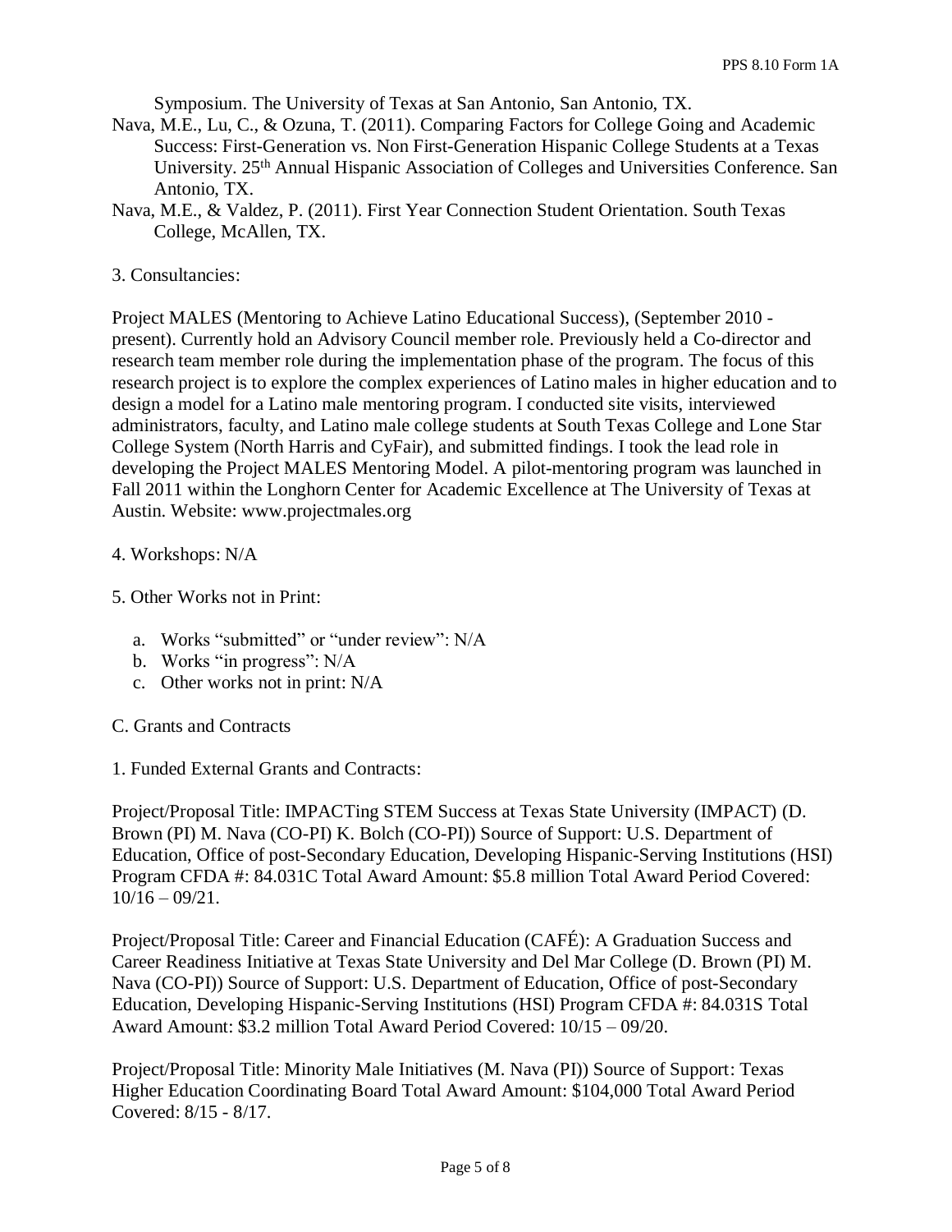Symposium. The University of Texas at San Antonio, San Antonio, TX.

Nava, M.E., Lu, C., & Ozuna, T. (2011). Comparing Factors for College Going and Academic Success: First-Generation vs. Non First-Generation Hispanic College Students at a Texas University. 25th Annual Hispanic Association of Colleges and Universities Conference. San Antonio, TX.

Nava, M.E., & Valdez, P. (2011). First Year Connection Student Orientation. South Texas College, McAllen, TX.

3. Consultancies:

Project MALES (Mentoring to Achieve Latino Educational Success), (September 2010 - present). Currently hold an Advisory Council member role. Previously held a Co-director and research team member role during the implementation phase of the program. The focus of this research project is to explore the complex experiences of Latino males in higher education and to design a model for a Latino male mentoring program. I conducted site visits, interviewed administrators, faculty, and Latino male college students at South Texas College and Lone Star College System (North Harris and CyFair), and submitted findings. I took the lead role in developing the Project MALES Mentoring Model. A pilot-mentoring program was launched in Fall 2011 within the Longhorn Center for Academic Excellence at The University of Texas at Austin. Website: www.projectmales.org

4. Workshops: N/A

5. Other Works not in Print:

a. Works "submitted" or "under review": N/A
b. Works "in progress": N/A
c. Other works not in print: N/A

C. Grants and Contracts

1. Funded External Grants and Contracts:

Project/Proposal Title: IMPACTing STEM Success at Texas State University (IMPACT) (D. Brown (PI) M. Nava (CO-PI) K. Bolch (CO-PI)) Source of Support: U.S. Department of Education, Office of post-Secondary Education, Developing Hispanic-Serving Institutions (HSI) Program CFDA #: 84.031C Total Award Amount: $5.8 million Total Award Period Covered: 10/16 – 09/21.

Project/Proposal Title: Career and Financial Education (CAFÉ): A Graduation Success and Career Readiness Initiative at Texas State University and Del Mar College (D. Brown (PI) M. Nava (CO-PI)) Source of Support: U.S. Department of Education, Office of post-Secondary Education, Developing Hispanic-Serving Institutions (HSI) Program CFDA #: 84.031S Total Award Amount: $3.2 million Total Award Period Covered: 10/15 – 09/20.

Project/Proposal Title: Minority Male Initiatives (M. Nava (PI)) Source of Support: Texas Higher Education Coordinating Board Total Award Amount: $104,000 Total Award Period Covered: 8/15 - 8/17.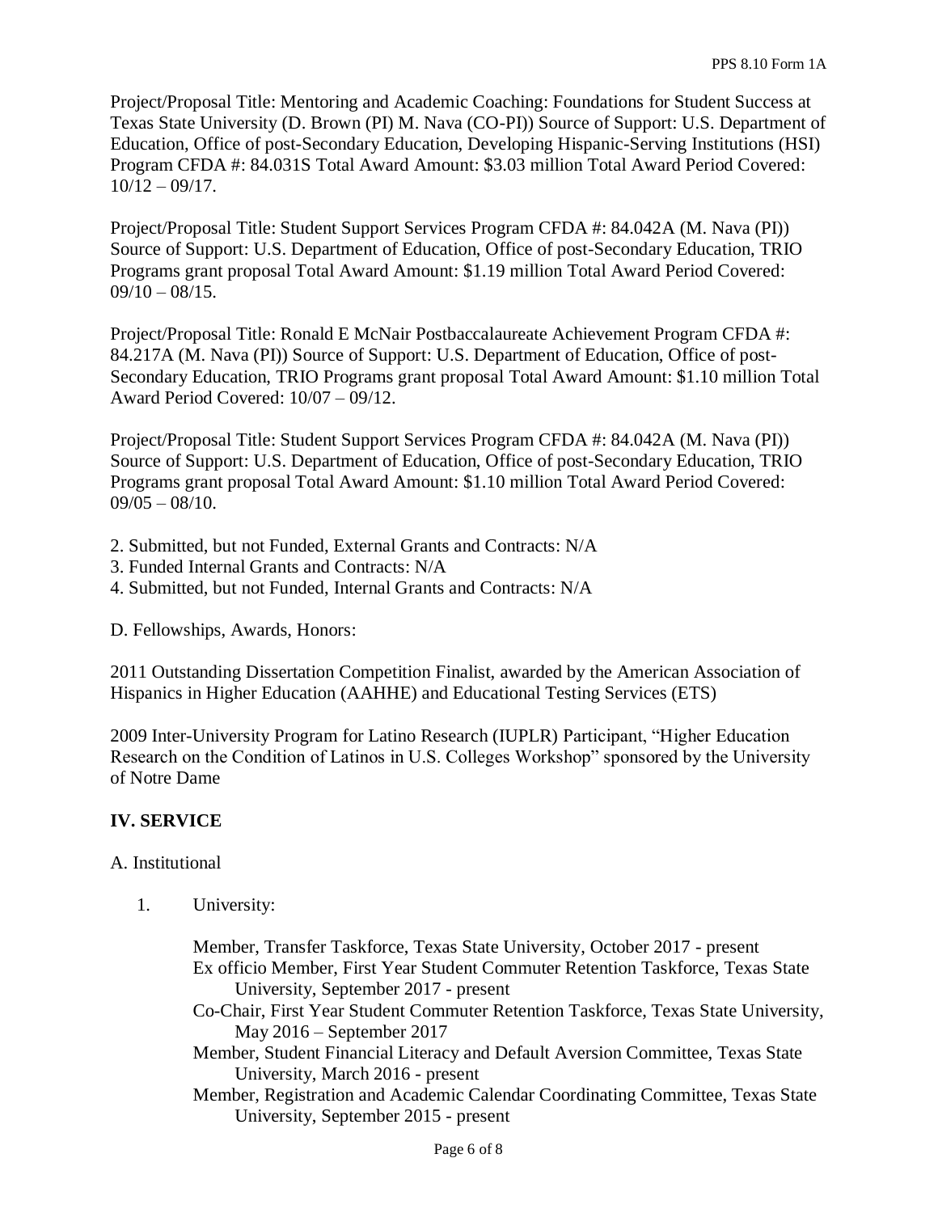Project/Proposal Title: Mentoring and Academic Coaching: Foundations for Student Success at Texas State University (D. Brown (PI) M. Nava (CO-PI)) Source of Support: U.S. Department of Education, Office of post-Secondary Education, Developing Hispanic-Serving Institutions (HSI) Program CFDA #: 84.031S Total Award Amount: $3.03 million Total Award Period Covered: 10/12 – 09/17.

Project/Proposal Title: Student Support Services Program CFDA #: 84.042A (M. Nava (PI)) Source of Support: U.S. Department of Education, Office of post-Secondary Education, TRIO Programs grant proposal Total Award Amount: $1.19 million Total Award Period Covered: 09/10 – 08/15.

Project/Proposal Title: Ronald E McNair Postbaccalaureate Achievement Program CFDA #: 84.217A (M. Nava (PI)) Source of Support: U.S. Department of Education, Office of post-Secondary Education, TRIO Programs grant proposal Total Award Amount: $1.10 million Total Award Period Covered: 10/07 – 09/12.

Project/Proposal Title: Student Support Services Program CFDA #: 84.042A (M. Nava (PI)) Source of Support: U.S. Department of Education, Office of post-Secondary Education, TRIO Programs grant proposal Total Award Amount: $1.10 million Total Award Period Covered: 09/05 – 08/10.

2. Submitted, but not Funded, External Grants and Contracts: N/A
3. Funded Internal Grants and Contracts: N/A
4. Submitted, but not Funded, Internal Grants and Contracts: N/A

D. Fellowships, Awards, Honors:

2011 Outstanding Dissertation Competition Finalist, awarded by the American Association of Hispanics in Higher Education (AAHHE) and Educational Testing Services (ETS)

2009 Inter-University Program for Latino Research (IUPLR) Participant, "Higher Education Research on the Condition of Latinos in U.S. Colleges Workshop" sponsored by the University of Notre Dame

## IV. SERVICE

A. Institutional

1. University:

   Member, Transfer Taskforce, Texas State University, October 2017 - present
   
   Ex officio Member, First Year Student Commuter Retention Taskforce, Texas State University, September 2017 - present
   
   Co-Chair, First Year Student Commuter Retention Taskforce, Texas State University, May 2016 – September 2017
   
   Member, Student Financial Literacy and Default Aversion Committee, Texas State University, March 2016 - present
   
   Member, Registration and Academic Calendar Coordinating Committee, Texas State University, September 2015 - present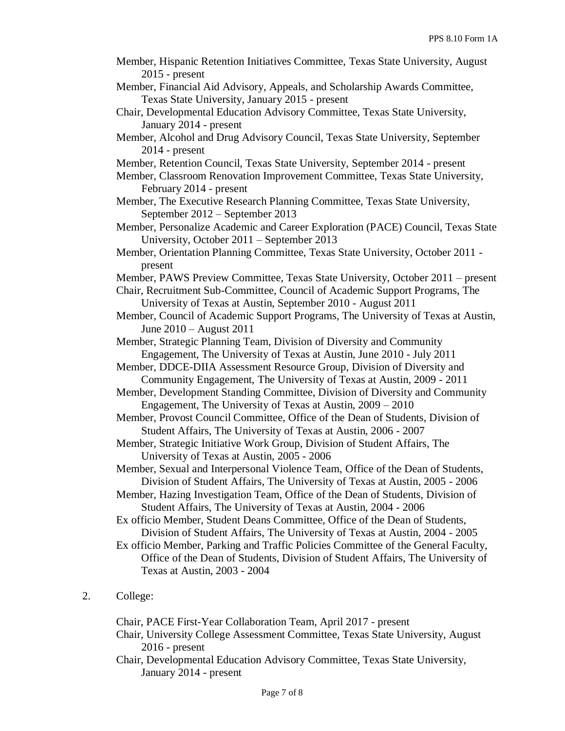Member, Hispanic Retention Initiatives Committee, Texas State University, August 2015 - present

Member, Financial Aid Advisory, Appeals, and Scholarship Awards Committee, Texas State University, January 2015 - present

Chair, Developmental Education Advisory Committee, Texas State University, January 2014 - present

Member, Alcohol and Drug Advisory Council, Texas State University, September 2014 - present

Member, Retention Council, Texas State University, September 2014 - present

Member, Classroom Renovation Improvement Committee, Texas State University, February 2014 - present

Member, The Executive Research Planning Committee, Texas State University, September 2012 – September 2013

Member, Personalize Academic and Career Exploration (PACE) Council, Texas State University, October 2011 – September 2013

Member, Orientation Planning Committee, Texas State University, October 2011 - present

Member, PAWS Preview Committee, Texas State University, October 2011 – present

Chair, Recruitment Sub-Committee, Council of Academic Support Programs, The University of Texas at Austin, September 2010 - August 2011

Member, Council of Academic Support Programs, The University of Texas at Austin, June 2010 – August 2011

Member, Strategic Planning Team, Division of Diversity and Community Engagement, The University of Texas at Austin, June 2010 - July 2011

Member, DDCE-DIIA Assessment Resource Group, Division of Diversity and Community Engagement, The University of Texas at Austin, 2009 - 2011

Member, Development Standing Committee, Division of Diversity and Community Engagement, The University of Texas at Austin, 2009 – 2010

Member, Provost Council Committee, Office of the Dean of Students, Division of Student Affairs, The University of Texas at Austin, 2006 - 2007

Member, Strategic Initiative Work Group, Division of Student Affairs, The University of Texas at Austin, 2005 - 2006

Member, Sexual and Interpersonal Violence Team, Office of the Dean of Students, Division of Student Affairs, The University of Texas at Austin, 2005 - 2006

Member, Hazing Investigation Team, Office of the Dean of Students, Division of Student Affairs, The University of Texas at Austin, 2004 - 2006

Ex officio Member, Student Deans Committee, Office of the Dean of Students, Division of Student Affairs, The University of Texas at Austin, 2004 - 2005

Ex officio Member, Parking and Traffic Policies Committee of the General Faculty, Office of the Dean of Students, Division of Student Affairs, The University of Texas at Austin, 2003 - 2004

2. College:

Chair, PACE First-Year Collaboration Team, April 2017 - present

Chair, University College Assessment Committee, Texas State University, August 2016 - present

Chair, Developmental Education Advisory Committee, Texas State University, January 2014 - present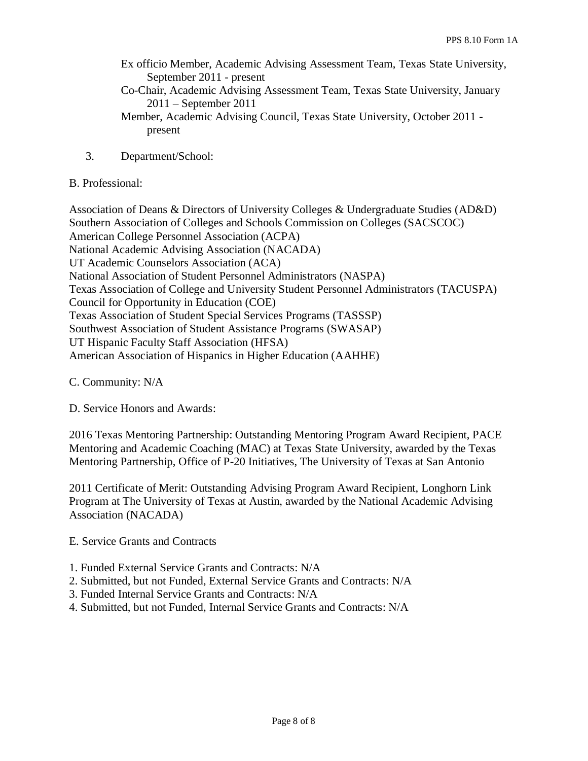Ex officio Member, Academic Advising Assessment Team, Texas State University, September 2011 - present

Co-Chair, Academic Advising Assessment Team, Texas State University, January 2011 – September 2011

Member, Academic Advising Council, Texas State University, October 2011 - present

3. Department/School:

B. Professional:

Association of Deans & Directors of University Colleges & Undergraduate Studies (AD&D)
Southern Association of Colleges and Schools Commission on Colleges (SACSCOC)
American College Personnel Association (ACPA)
National Academic Advising Association (NACADA)
UT Academic Counselors Association (ACA)
National Association of Student Personnel Administrators (NASPA)
Texas Association of College and University Student Personnel Administrators (TACUSPA)
Council for Opportunity in Education (COE)
Texas Association of Student Special Services Programs (TASSSP)
Southwest Association of Student Assistance Programs (SWASAP)
UT Hispanic Faculty Staff Association (HFSA)
American Association of Hispanics in Higher Education (AAHHE)

C. Community: N/A

D. Service Honors and Awards:

2016 Texas Mentoring Partnership: Outstanding Mentoring Program Award Recipient, PACE Mentoring and Academic Coaching (MAC) at Texas State University, awarded by the Texas Mentoring Partnership, Office of P-20 Initiatives, The University of Texas at San Antonio

2011 Certificate of Merit: Outstanding Advising Program Award Recipient, Longhorn Link Program at The University of Texas at Austin, awarded by the National Academic Advising Association (NACADA)

E. Service Grants and Contracts

1. Funded External Service Grants and Contracts: N/A
2. Submitted, but not Funded, External Service Grants and Contracts: N/A
3. Funded Internal Service Grants and Contracts: N/A
4. Submitted, but not Funded, Internal Service Grants and Contracts: N/A